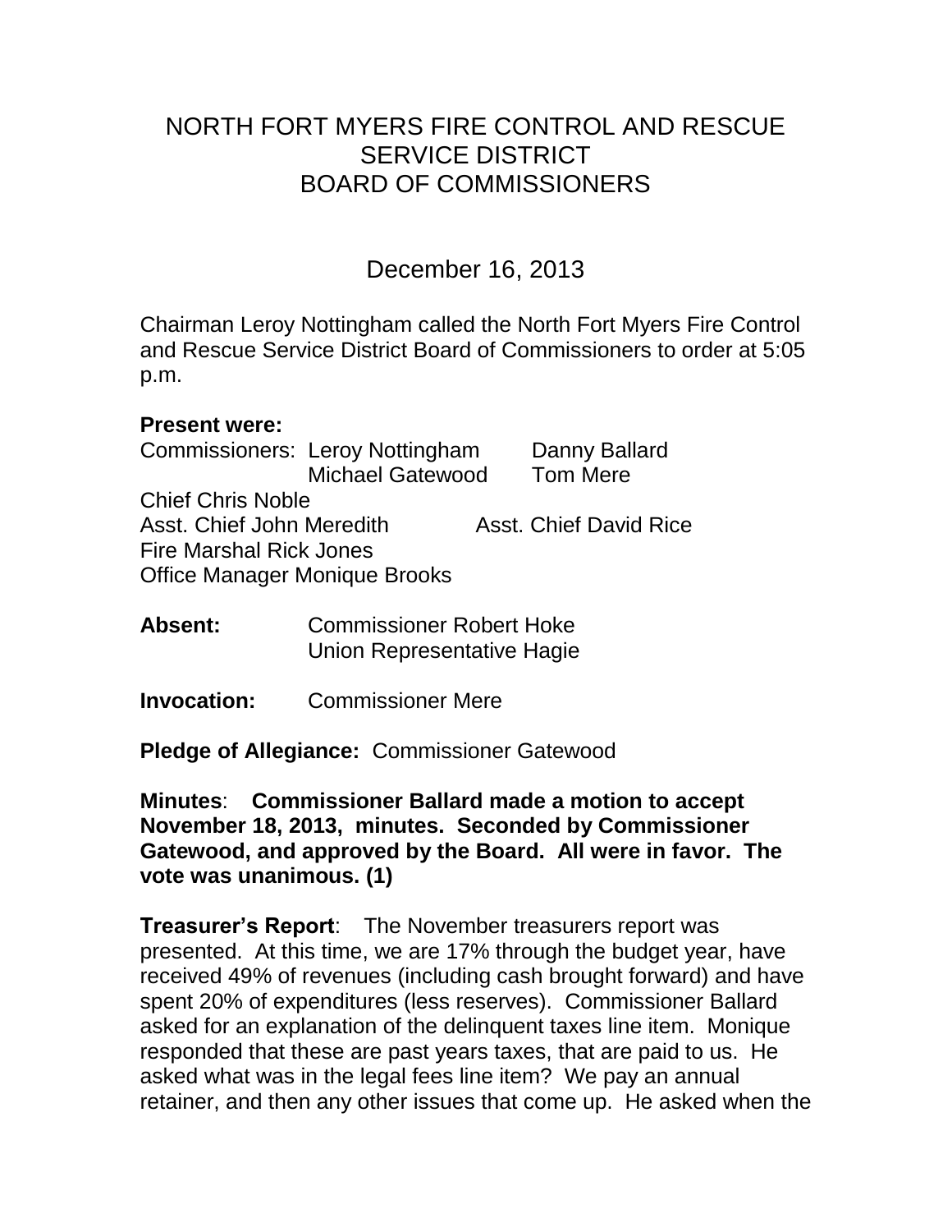# NORTH FORT MYERS FIRE CONTROL AND RESCUE SERVICE DISTRICT BOARD OF COMMISSIONERS

## December 16, 2013

Chairman Leroy Nottingham called the North Fort Myers Fire Control and Rescue Service District Board of Commissioners to order at 5:05 p.m.

**Present were:**

Commissioners: Leroy Nottingham Danny Ballard
Michael Gatewood Tom Mere

Chief Chris Noble

Asst. Chief John Meredith Asst. Chief David Rice

Fire Marshal Rick Jones

Office Manager Monique Brooks

**Absent:** Commissioner Robert Hoke
Union Representative Hagie

**Invocation:** Commissioner Mere

**Pledge of Allegiance:** Commissioner Gatewood

**Minutes**: **Commissioner Ballard made a motion to accept November 18, 2013, minutes. Seconded by Commissioner Gatewood, and approved by the Board. All were in favor. The vote was unanimous. (1)**

**Treasurer's Report**: The November treasurers report was presented. At this time, we are 17% through the budget year, have received 49% of revenues (including cash brought forward) and have spent 20% of expenditures (less reserves). Commissioner Ballard asked for an explanation of the delinquent taxes line item. Monique responded that these are past years taxes, that are paid to us. He asked what was in the legal fees line item? We pay an annual retainer, and then any other issues that come up. He asked when the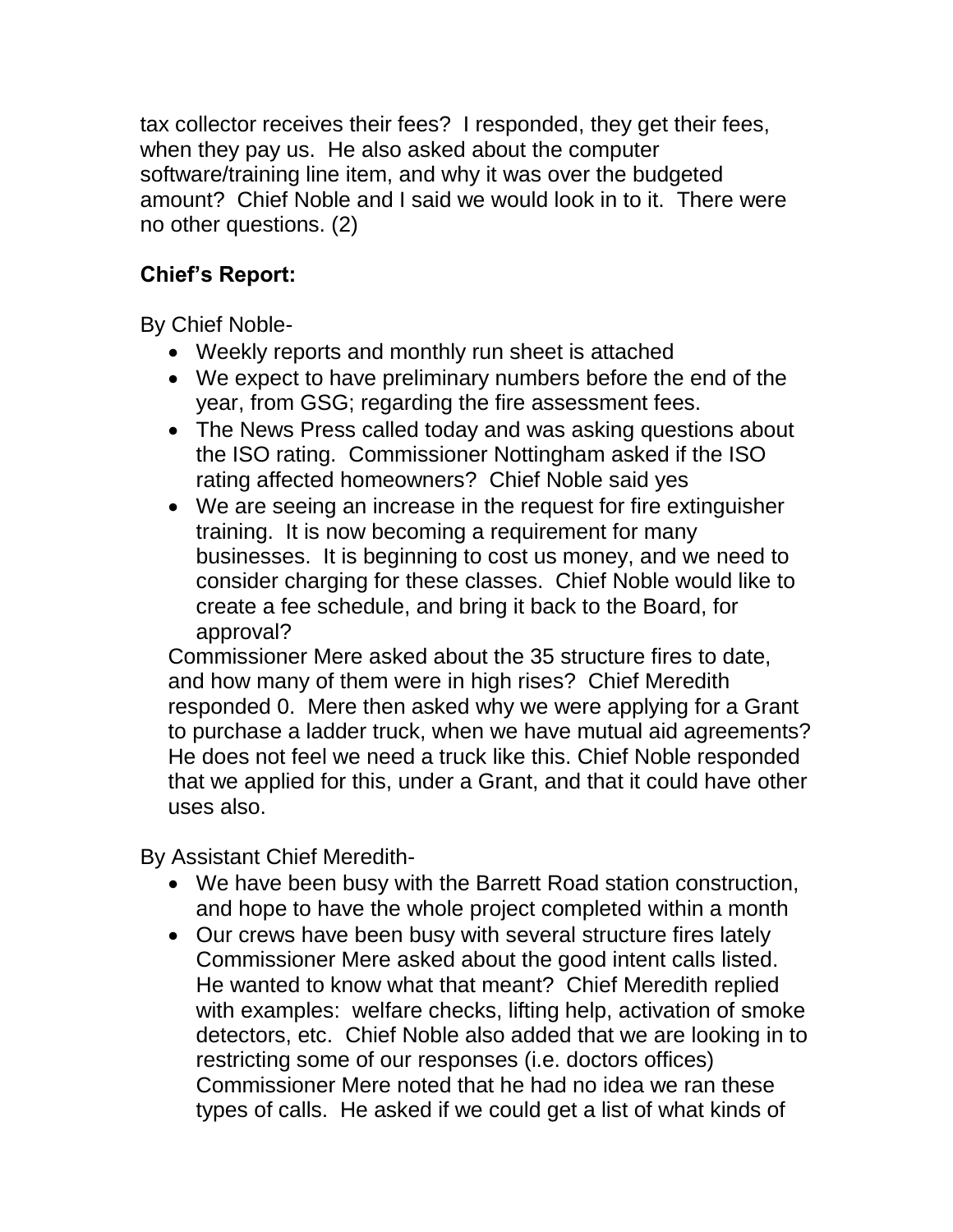tax collector receives their fees? I responded, they get their fees, when they pay us. He also asked about the computer software/training line item, and why it was over the budgeted amount? Chief Noble and I said we would look in to it. There were no other questions. (2)

**Chief's Report:**

By Chief Noble-

- Weekly reports and monthly run sheet is attached
- We expect to have preliminary numbers before the end of the year, from GSG; regarding the fire assessment fees.
- The News Press called today and was asking questions about the ISO rating. Commissioner Nottingham asked if the ISO rating affected homeowners? Chief Noble said yes
- We are seeing an increase in the request for fire extinguisher training. It is now becoming a requirement for many businesses. It is beginning to cost us money, and we need to consider charging for these classes. Chief Noble would like to create a fee schedule, and bring it back to the Board, for approval?

Commissioner Mere asked about the 35 structure fires to date, and how many of them were in high rises? Chief Meredith responded 0. Mere then asked why we were applying for a Grant to purchase a ladder truck, when we have mutual aid agreements? He does not feel we need a truck like this. Chief Noble responded that we applied for this, under a Grant, and that it could have other uses also.

By Assistant Chief Meredith-

- We have been busy with the Barrett Road station construction, and hope to have the whole project completed within a month
- Our crews have been busy with several structure fires lately Commissioner Mere asked about the good intent calls listed. He wanted to know what that meant? Chief Meredith replied with examples: welfare checks, lifting help, activation of smoke detectors, etc. Chief Noble also added that we are looking in to restricting some of our responses (i.e. doctors offices) Commissioner Mere noted that he had no idea we ran these types of calls. He asked if we could get a list of what kinds of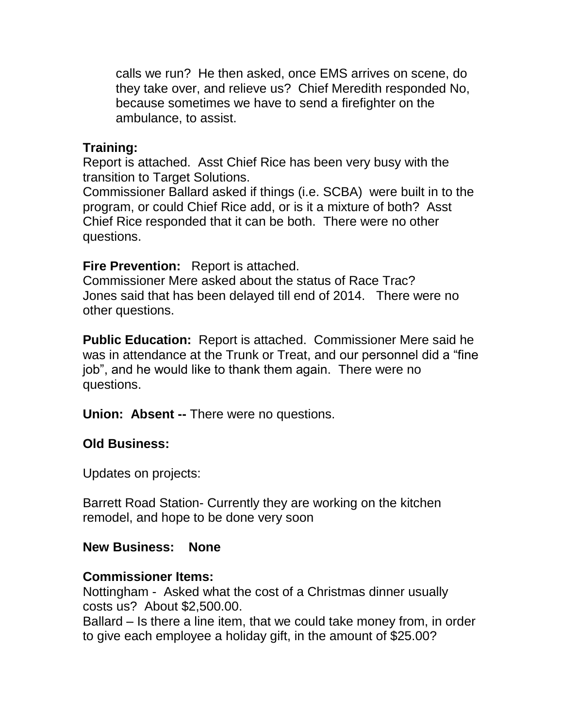calls we run? He then asked, once EMS arrives on scene, do they take over, and relieve us? Chief Meredith responded No, because sometimes we have to send a firefighter on the ambulance, to assist.

**Training:**
Report is attached. Asst Chief Rice has been very busy with the transition to Target Solutions.
Commissioner Ballard asked if things (i.e. SCBA) were built in to the program, or could Chief Rice add, or is it a mixture of both? Asst Chief Rice responded that it can be both. There were no other questions.

**Fire Prevention:** Report is attached.
Commissioner Mere asked about the status of Race Trac?
Jones said that has been delayed till end of 2014. There were no other questions.

**Public Education:** Report is attached. Commissioner Mere said he was in attendance at the Trunk or Treat, and our personnel did a "fine job", and he would like to thank them again. There were no questions.

**Union: Absent --** There were no questions.

**Old Business:**

Updates on projects:

Barrett Road Station- Currently they are working on the kitchen remodel, and hope to be done very soon

**New Business: None**

**Commissioner Items:**
Nottingham - Asked what the cost of a Christmas dinner usually costs us? About $2,500.00.
Ballard – Is there a line item, that we could take money from, in order to give each employee a holiday gift, in the amount of $25.00?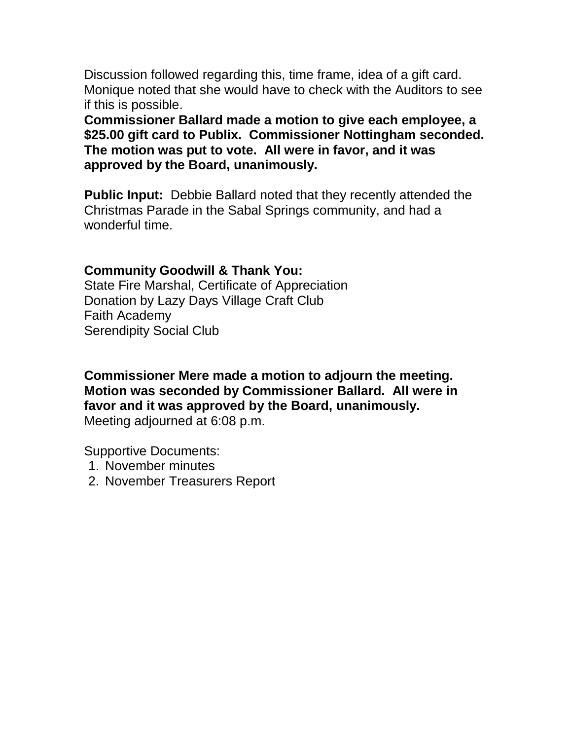Discussion followed regarding this, time frame, idea of a gift card. Monique noted that she would have to check with the Auditors to see if this is possible.
**Commissioner Ballard made a motion to give each employee, a $25.00 gift card to Publix. Commissioner Nottingham seconded. The motion was put to vote. All were in favor, and it was approved by the Board, unanimously.**

**Public Input:** Debbie Ballard noted that they recently attended the Christmas Parade in the Sabal Springs community, and had a wonderful time.

**Community Goodwill & Thank You:**
State Fire Marshal, Certificate of Appreciation
Donation by Lazy Days Village Craft Club
Faith Academy
Serendipity Social Club

**Commissioner Mere made a motion to adjourn the meeting. Motion was seconded by Commissioner Ballard. All were in favor and it was approved by the Board, unanimously.**
Meeting adjourned at 6:08 p.m.

Supportive Documents:

1. November minutes
2. November Treasurers Report